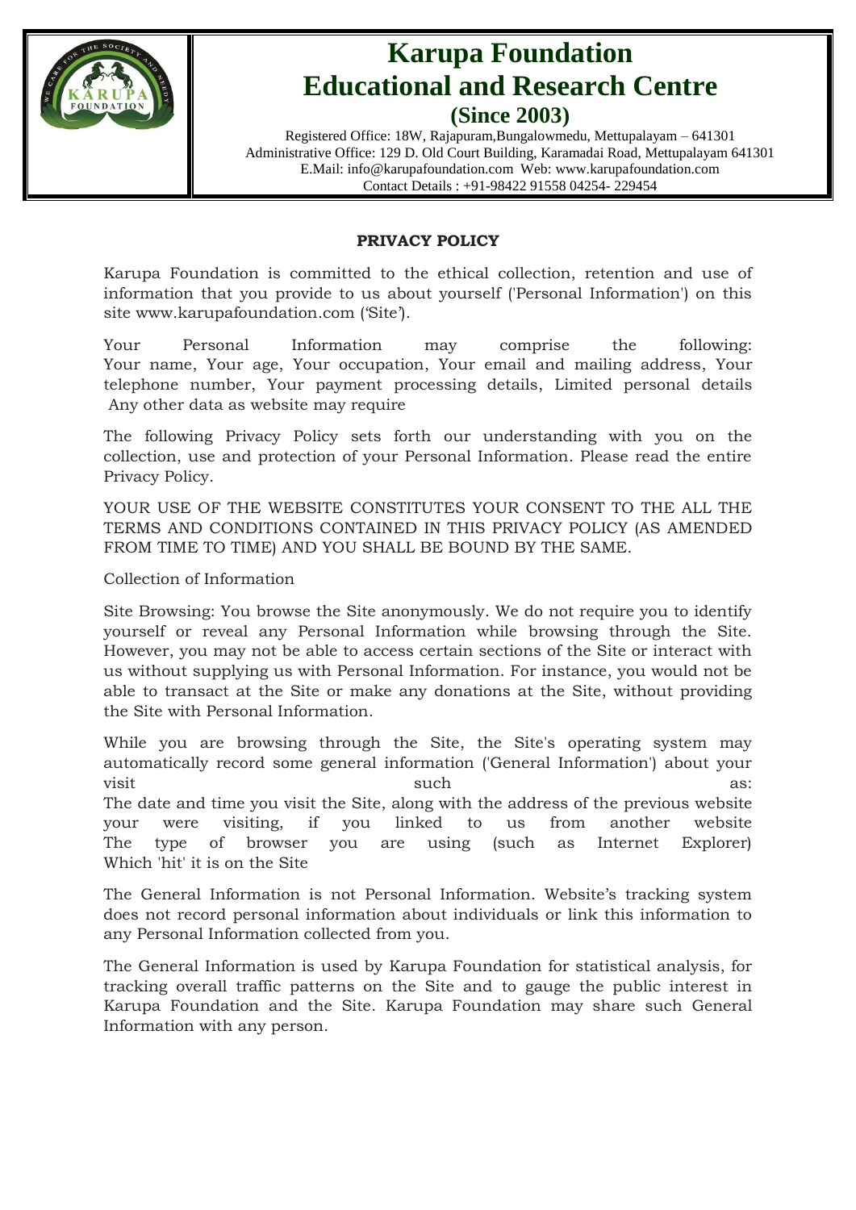# Karupa Foundation Educational and Research Centre

**(Since 2003)**

Registered Office: 18W, Rajapuram,Bungalowmedu, Mettupalayam – 641301
Administrative Office: 129 D. Old Court Building, Karamadai Road, Mettupalayam 641301
E.Mail: info@karupafoundation.com Web: www.karupafoundation.com
Contact Details : +91-98422 91558 04254- 229454

## PRIVACY POLICY

Karupa Foundation is committed to the ethical collection, retention and use of information that you provide to us about yourself ('Personal Information') on this site www.karupafoundation.com ('Site').

Your Personal Information may comprise the following:
Your name, Your age, Your occupation, Your email and mailing address, Your telephone number, Your payment processing details, Limited personal details
Any other data as website may require

The following Privacy Policy sets forth our understanding with you on the collection, use and protection of your Personal Information. Please read the entire Privacy Policy.

YOUR USE OF THE WEBSITE CONSTITUTES YOUR CONSENT TO THE ALL THE TERMS AND CONDITIONS CONTAINED IN THIS PRIVACY POLICY (AS AMENDED FROM TIME TO TIME) AND YOU SHALL BE BOUND BY THE SAME.

Collection of Information

Site Browsing: You browse the Site anonymously. We do not require you to identify yourself or reveal any Personal Information while browsing through the Site. However, you may not be able to access certain sections of the Site or interact with us without supplying us with Personal Information. For instance, you would not be able to transact at the Site or make any donations at the Site, without providing the Site with Personal Information.

While you are browsing through the Site, the Site's operating system may automatically record some general information ('General Information') about your visit such as:
The date and time you visit the Site, along with the address of the previous website your were visiting, if you linked to us from another website
The type of browser you are using (such as Internet Explorer)
Which 'hit' it is on the Site

The General Information is not Personal Information. Website's tracking system does not record personal information about individuals or link this information to any Personal Information collected from you.

The General Information is used by Karupa Foundation for statistical analysis, for tracking overall traffic patterns on the Site and to gauge the public interest in Karupa Foundation and the Site. Karupa Foundation may share such General Information with any person.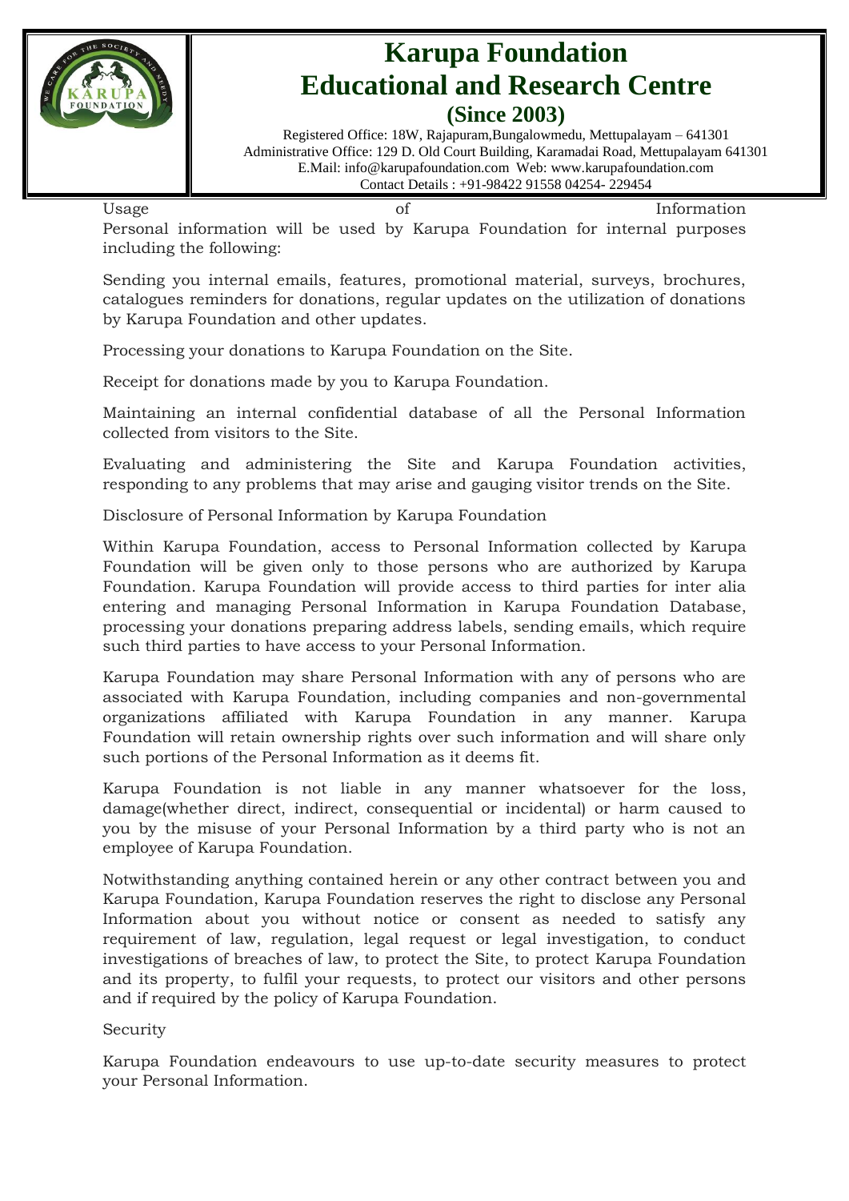## Usage of Information

Personal information will be used by Karupa Foundation for internal purposes including the following:

Sending you internal emails, features, promotional material, surveys, brochures, catalogues reminders for donations, regular updates on the utilization of donations by Karupa Foundation and other updates.

Processing your donations to Karupa Foundation on the Site.

Receipt for donations made by you to Karupa Foundation.

Maintaining an internal confidential database of all the Personal Information collected from visitors to the Site.

Evaluating and administering the Site and Karupa Foundation activities, responding to any problems that may arise and gauging visitor trends on the Site.

## Disclosure of Personal Information by Karupa Foundation

Within Karupa Foundation, access to Personal Information collected by Karupa Foundation will be given only to those persons who are authorized by Karupa Foundation. Karupa Foundation will provide access to third parties for inter alia entering and managing Personal Information in Karupa Foundation Database, processing your donations preparing address labels, sending emails, which require such third parties to have access to your Personal Information.

Karupa Foundation may share Personal Information with any of persons who are associated with Karupa Foundation, including companies and non-governmental organizations affiliated with Karupa Foundation in any manner. Karupa Foundation will retain ownership rights over such information and will share only such portions of the Personal Information as it deems fit.

Karupa Foundation is not liable in any manner whatsoever for the loss, damage(whether direct, indirect, consequential or incidental) or harm caused to you by the misuse of your Personal Information by a third party who is not an employee of Karupa Foundation.

Notwithstanding anything contained herein or any other contract between you and Karupa Foundation, Karupa Foundation reserves the right to disclose any Personal Information about you without notice or consent as needed to satisfy any requirement of law, regulation, legal request or legal investigation, to conduct investigations of breaches of law, to protect the Site, to protect Karupa Foundation and its property, to fulfil your requests, to protect our visitors and other persons and if required by the policy of Karupa Foundation.

## Security

Karupa Foundation endeavours to use up-to-date security measures to protect your Personal Information.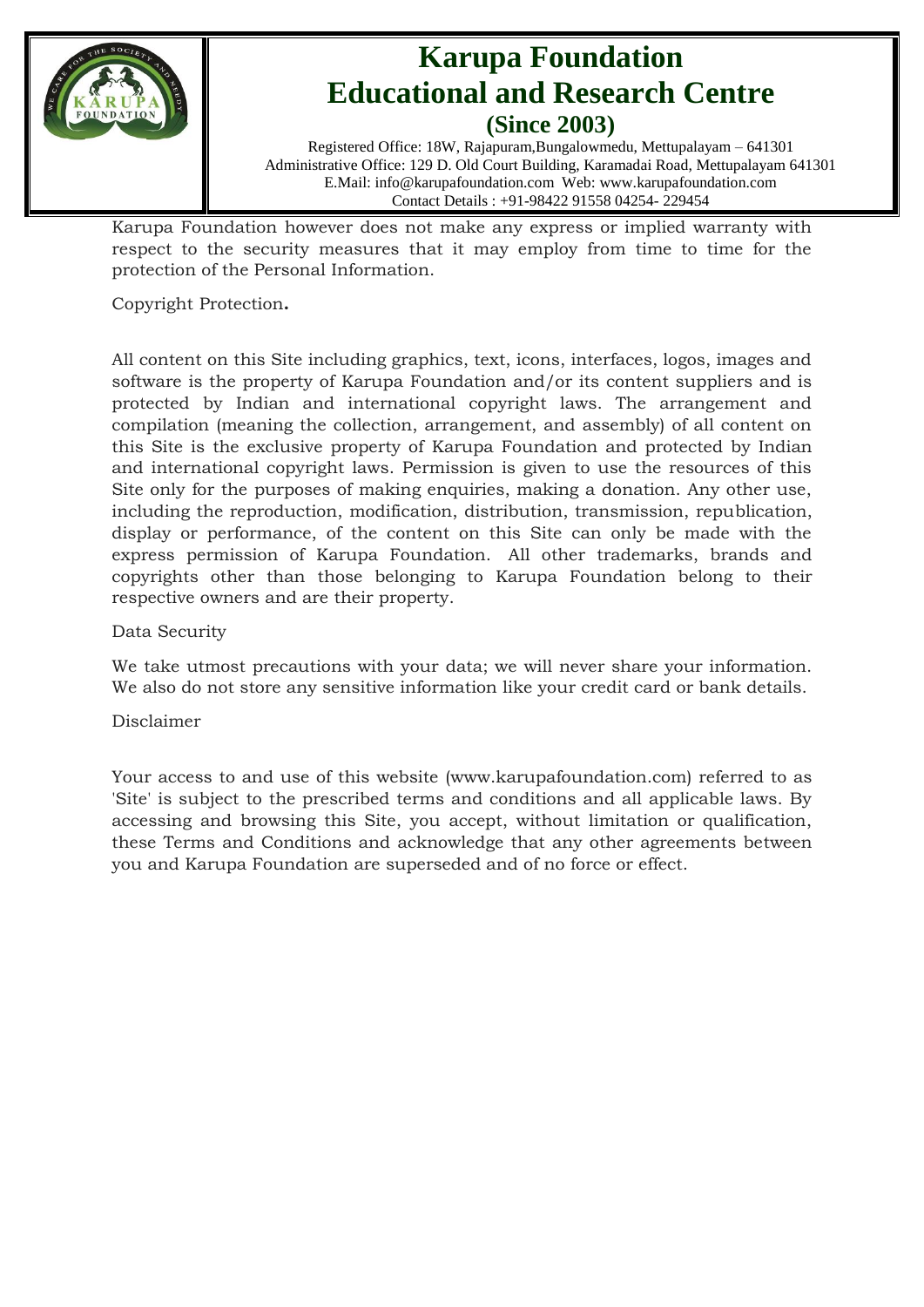Karupa Foundation however does not make any express or implied warranty with respect to the security measures that it may employ from time to time for the protection of the Personal Information.

Copyright Protection**.**

All content on this Site including graphics, text, icons, interfaces, logos, images and software is the property of Karupa Foundation and/or its content suppliers and is protected by Indian and international copyright laws. The arrangement and compilation (meaning the collection, arrangement, and assembly) of all content on this Site is the exclusive property of Karupa Foundation and protected by Indian and international copyright laws. Permission is given to use the resources of this Site only for the purposes of making enquiries, making a donation. Any other use, including the reproduction, modification, distribution, transmission, republication, display or performance, of the content on this Site can only be made with the express permission of Karupa Foundation. All other trademarks, brands and copyrights other than those belonging to Karupa Foundation belong to their respective owners and are their property.

Data Security

We take utmost precautions with your data; we will never share your information. We also do not store any sensitive information like your credit card or bank details.

Disclaimer

Your access to and use of this website (www.karupafoundation.com) referred to as 'Site' is subject to the prescribed terms and conditions and all applicable laws. By accessing and browsing this Site, you accept, without limitation or qualification, these Terms and Conditions and acknowledge that any other agreements between you and Karupa Foundation are superseded and of no force or effect.